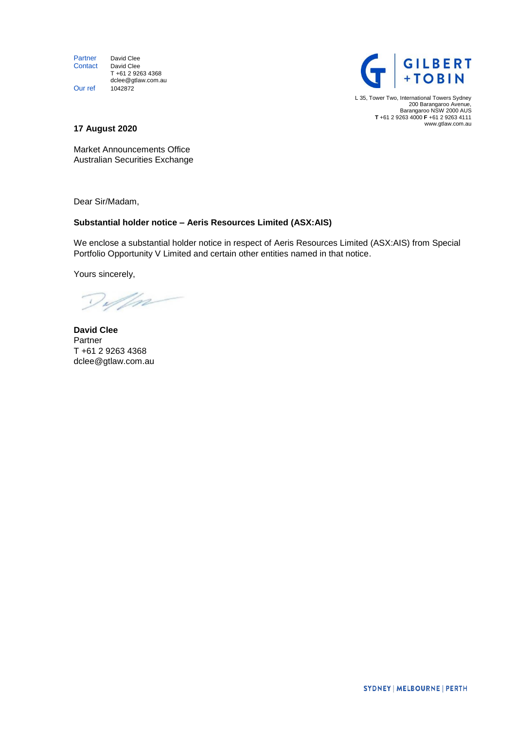Partner David Clee
Contact David Clee
T +61 2 9263 4368
dclee@gtlaw.com.au
Our ref 1042872

GILBERT +TOBIN

L 35, Tower Two, International Towers Sydney
200 Barangaroo Avenue,
Barangaroo NSW 2000 AUS
**T** +61 2 9263 4000 **F** +61 2 9263 4111
www.gtlaw.com.au

**17 August 2020**

Market Announcements Office
Australian Securities Exchange

Dear Sir/Madam,

**Substantial holder notice – Aeris Resources Limited (ASX:AIS)**

We enclose a substantial holder notice in respect of Aeris Resources Limited (ASX:AIS) from Special Portfolio Opportunity V Limited and certain other entities named in that notice.

Yours sincerely,

**David Clee**
Partner
T +61 2 9263 4368
dclee@gtlaw.com.au

SYDNEY | MELBOURNE | PERTH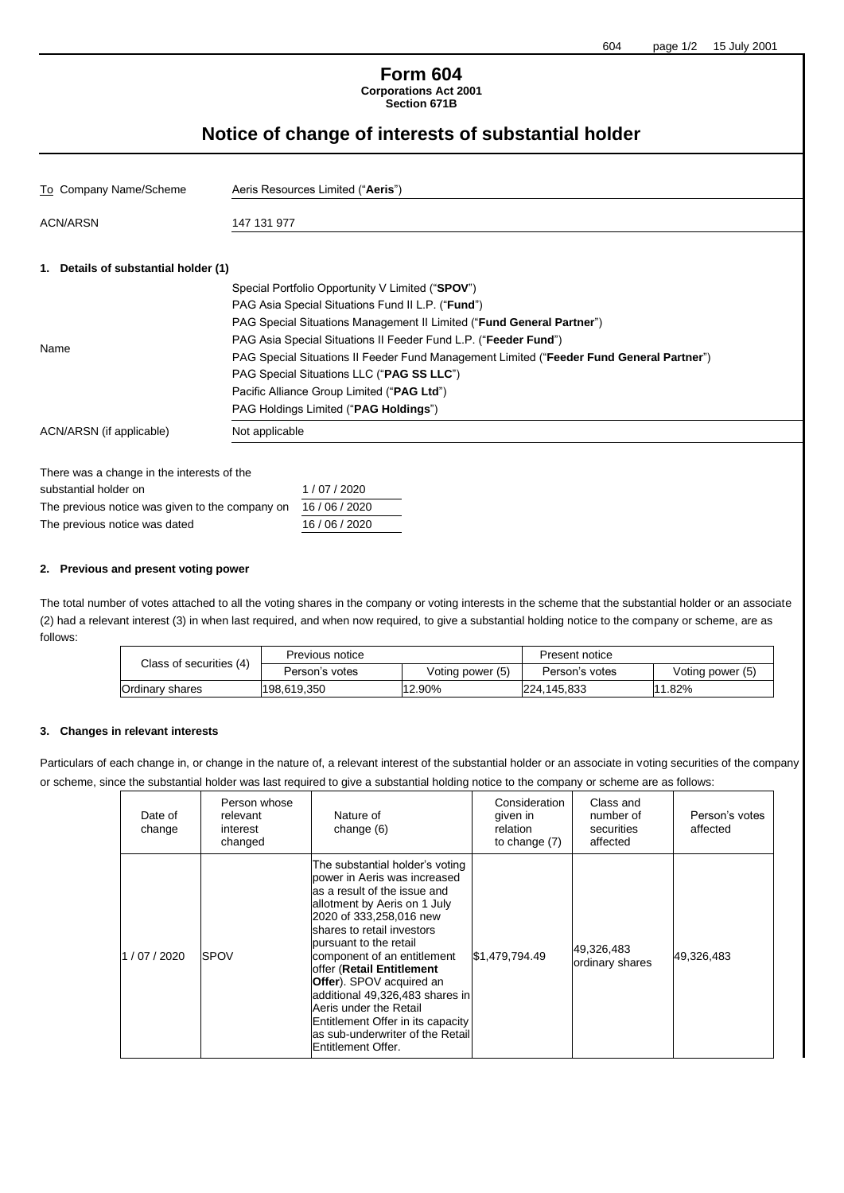# Form 604

**Corporations Act 2001**
**Section 671B**

## Notice of change of interests of substantial holder

| | |
|---|---|
| To Company Name/Scheme | Aeris Resources Limited ("**Aeris**") |
| ACN/ARSN | 147 131 977 |

### 1. Details of substantial holder (1)

| | |
|---|---|
| Name | Special Portfolio Opportunity V Limited ("**SPOV**")<br>PAG Asia Special Situations Fund II L.P. ("**Fund**")<br>PAG Special Situations Management II Limited ("**Fund General Partner**")<br>PAG Asia Special Situations II Feeder Fund L.P. ("**Feeder Fund**")<br>PAG Special Situations II Feeder Fund Management Limited ("**Feeder Fund General Partner**")<br>PAG Special Situations LLC ("**PAG SS LLC**")<br>Pacific Alliance Group Limited ("**PAG Ltd**")<br>PAG Holdings Limited ("**PAG Holdings**") |
| ACN/ARSN (if applicable) | Not applicable |

| | |
|---|---|
| There was a change in the interests of the substantial holder on | 1 / 07 / 2020 |
| The previous notice was given to the company on | 16 / 06 / 2020 |
| The previous notice was dated | 16 / 06 / 2020 |

### 2. Previous and present voting power

The total number of votes attached to all the voting shares in the company or voting interests in the scheme that the substantial holder or an associate (2) had a relevant interest (3) in when last required, and when now required, to give a substantial holding notice to the company or scheme, are as follows:

| Class of securities (4) | Previous notice | | Present notice | |
|---|---|---|---|---|
| | Person's votes | Voting power (5) | Person's votes | Voting power (5) |
| Ordinary shares | 198,619,350 | 12.90% | 224,145,833 | 11.82% |

### 3. Changes in relevant interests

Particulars of each change in, or change in the nature of, a relevant interest of the substantial holder or an associate in voting securities of the company or scheme, since the substantial holder was last required to give a substantial holding notice to the company or scheme are as follows:

| Date of change | Person whose relevant interest changed | Nature of change (6) | Consideration given in relation to change (7) | Class and number of securities affected | Person's votes affected |
|---|---|---|---|---|---|
| 1 / 07 / 2020 | SPOV | The substantial holder's voting power in Aeris was increased as a result of the issue and allotment by Aeris on 1 July 2020 of 333,258,016 new shares to retail investors pursuant to the retail component of an entitlement offer (**Retail Entitlement Offer**). SPOV acquired an additional 49,326,483 shares in Aeris under the Retail Entitlement Offer in its capacity as sub-underwriter of the Retail Entitlement Offer. | $1,479,794.49 | 49,326,483 ordinary shares | 49,326,483 |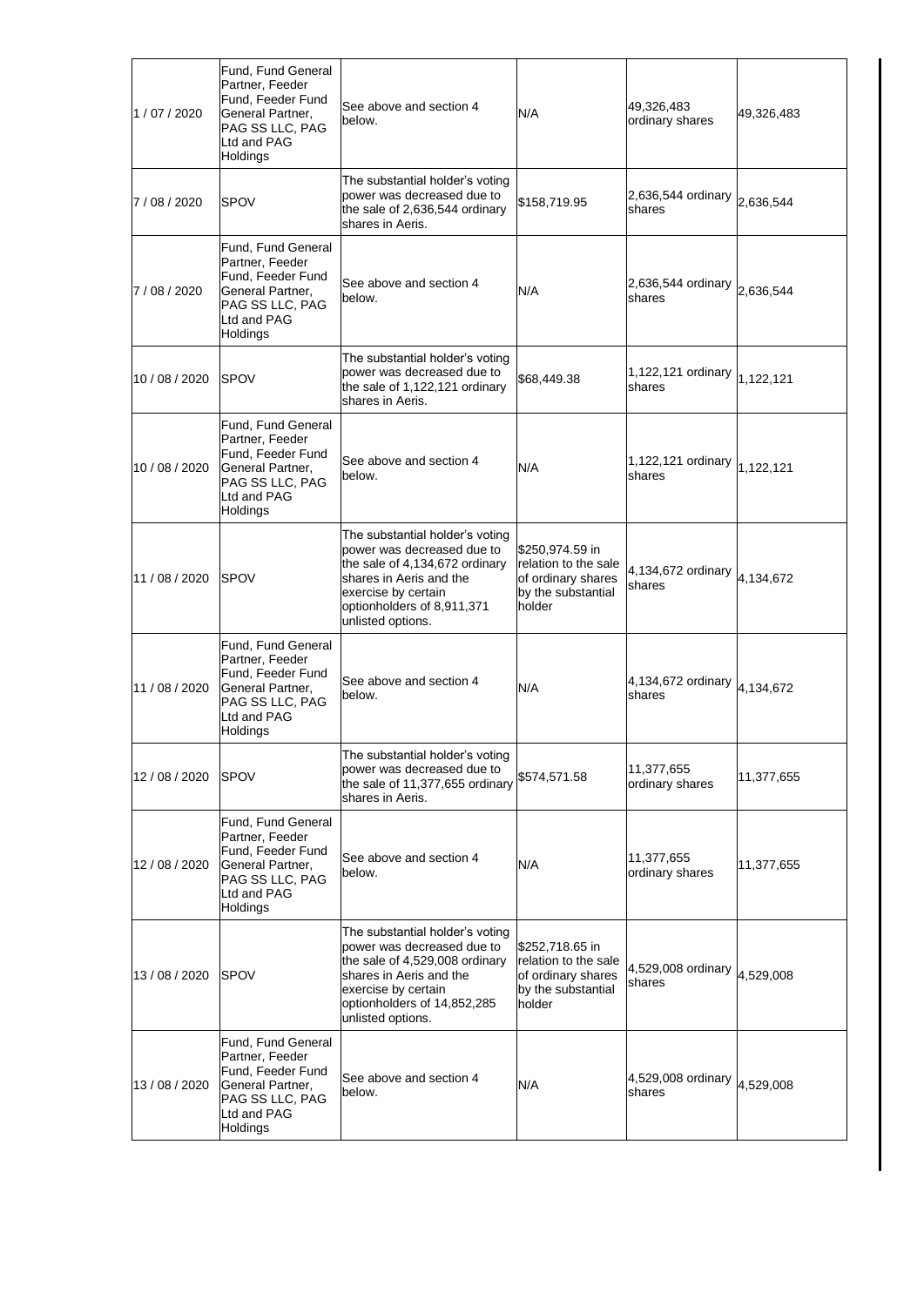| | | | | | |
|---|---|---|---|---|---|
| 1 / 07 / 2020 | Fund, Fund General Partner, Feeder Fund, Feeder Fund General Partner, PAG SS LLC, PAG Ltd and PAG Holdings | See above and section 4 below. | N/A | 49,326,483 ordinary shares | 49,326,483 |
| 7 / 08 / 2020 | SPOV | The substantial holder's voting power was decreased due to the sale of 2,636,544 ordinary shares in Aeris. | $158,719.95 | 2,636,544 ordinary shares | 2,636,544 |
| 7 / 08 / 2020 | Fund, Fund General Partner, Feeder Fund, Feeder Fund General Partner, PAG SS LLC, PAG Ltd and PAG Holdings | See above and section 4 below. | N/A | 2,636,544 ordinary shares | 2,636,544 |
| 10 / 08 / 2020 | SPOV | The substantial holder's voting power was decreased due to the sale of 1,122,121 ordinary shares in Aeris. | $68,449.38 | 1,122,121 ordinary shares | 1,122,121 |
| 10 / 08 / 2020 | Fund, Fund General Partner, Feeder Fund, Feeder Fund General Partner, PAG SS LLC, PAG Ltd and PAG Holdings | See above and section 4 below. | N/A | 1,122,121 ordinary shares | 1,122,121 |
| 11 / 08 / 2020 | SPOV | The substantial holder's voting power was decreased due to the sale of 4,134,672 ordinary shares in Aeris and the exercise by certain optionholders of 8,911,371 unlisted options. | $250,974.59 in relation to the sale of ordinary shares by the substantial holder | 4,134,672 ordinary shares | 4,134,672 |
| 11 / 08 / 2020 | Fund, Fund General Partner, Feeder Fund, Feeder Fund General Partner, PAG SS LLC, PAG Ltd and PAG Holdings | See above and section 4 below. | N/A | 4,134,672 ordinary shares | 4,134,672 |
| 12 / 08 / 2020 | SPOV | The substantial holder's voting power was decreased due to the sale of 11,377,655 ordinary shares in Aeris. | $574,571.58 | 11,377,655 ordinary shares | 11,377,655 |
| 12 / 08 / 2020 | Fund, Fund General Partner, Feeder Fund, Feeder Fund General Partner, PAG SS LLC, PAG Ltd and PAG Holdings | See above and section 4 below. | N/A | 11,377,655 ordinary shares | 11,377,655 |
| 13 / 08 / 2020 | SPOV | The substantial holder's voting power was decreased due to the sale of 4,529,008 ordinary shares in Aeris and the exercise by certain optionholders of 14,852,285 unlisted options. | $252,718.65 in relation to the sale of ordinary shares by the substantial holder | 4,529,008 ordinary shares | 4,529,008 |
| 13 / 08 / 2020 | Fund, Fund General Partner, Feeder Fund, Feeder Fund General Partner, PAG SS LLC, PAG Ltd and PAG Holdings | See above and section 4 below. | N/A | 4,529,008 ordinary shares | 4,529,008 |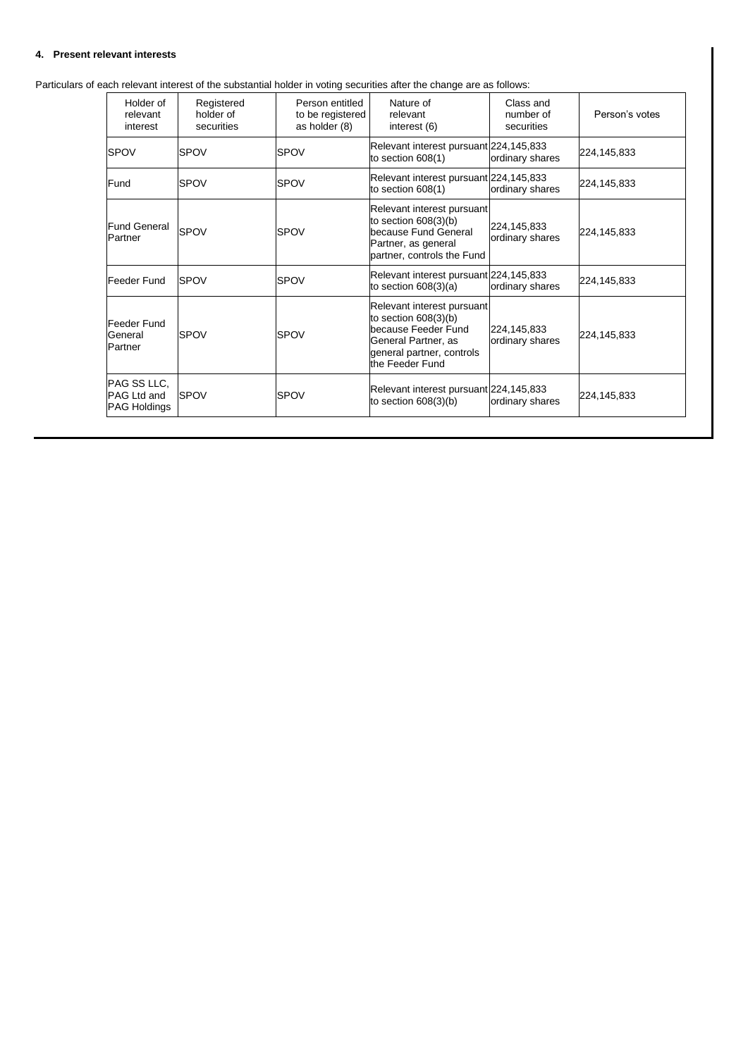**4. Present relevant interests**

Particulars of each relevant interest of the substantial holder in voting securities after the change are as follows:

| Holder of relevant interest | Registered holder of securities | Person entitled to be registered as holder (8) | Nature of relevant interest (6) | Class and number of securities | Person's votes |
|---|---|---|---|---|---|
| SPOV | SPOV | SPOV | Relevant interest pursuant to section 608(1) | 224,145,833 ordinary shares | 224,145,833 |
| Fund | SPOV | SPOV | Relevant interest pursuant to section 608(1) | 224,145,833 ordinary shares | 224,145,833 |
| Fund General Partner | SPOV | SPOV | Relevant interest pursuant to section 608(3)(b) because Fund General Partner, as general partner, controls the Fund | 224,145,833 ordinary shares | 224,145,833 |
| Feeder Fund | SPOV | SPOV | Relevant interest pursuant to section 608(3)(a) | 224,145,833 ordinary shares | 224,145,833 |
| Feeder Fund General Partner | SPOV | SPOV | Relevant interest pursuant to section 608(3)(b) because Feeder Fund General Partner, as general partner, controls the Feeder Fund | 224,145,833 ordinary shares | 224,145,833 |
| PAG SS LLC, PAG Ltd and PAG Holdings | SPOV | SPOV | Relevant interest pursuant to section 608(3)(b) | 224,145,833 ordinary shares | 224,145,833 |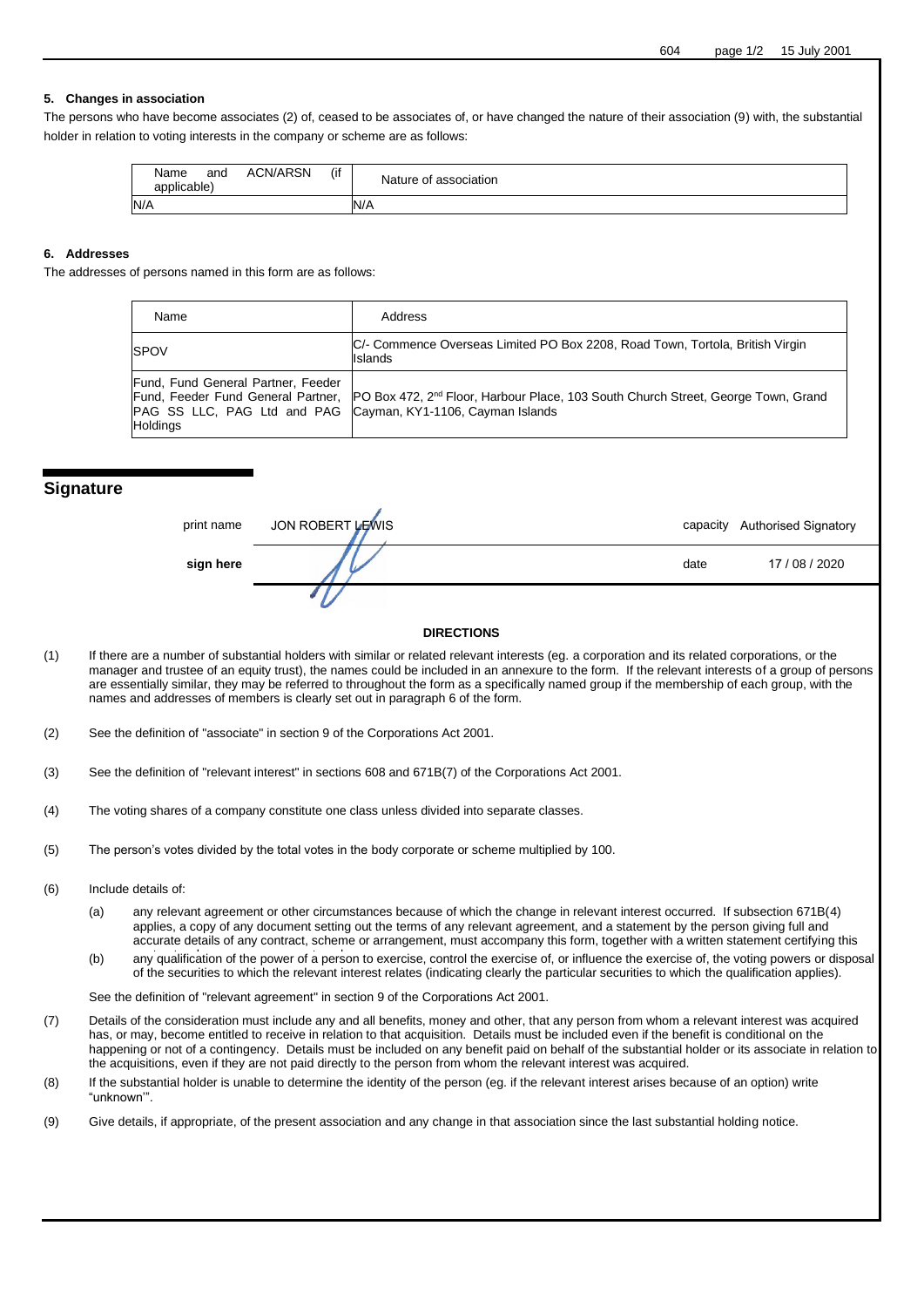### 5. Changes in association

The persons who have become associates (2) of, ceased to be associates of, or have changed the nature of their association (9) with, the substantial holder in relation to voting interests in the company or scheme are as follows:

| Name and ACN/ARSN (if applicable) | Nature of association |
|---|---|
| N/A | N/A |

### 6. Addresses

The addresses of persons named in this form are as follows:

| Name | Address |
|---|---|
| SPOV | C/- Commence Overseas Limited PO Box 2208, Road Town, Tortola, British Virgin Islands |
| Fund, Fund General Partner, Feeder Fund, Feeder Fund General Partner, PAG SS LLC, PAG Ltd and PAG Holdings | PO Box 472, 2nd Floor, Harbour Place, 103 South Church Street, George Town, Grand Cayman, KY1-1106, Cayman Islands |

## Signature

| | | | |
|---|---|---|---|
| print name | JON ROBERT LEWIS | capacity | Authorised Signatory |
| **sign here** | | date | 17 / 08 / 2020 |

**DIRECTIONS**

(1) If there are a number of substantial holders with similar or related relevant interests (eg. a corporation and its related corporations, or the manager and trustee of an equity trust), the names could be included in an annexure to the form. If the relevant interests of a group of persons are essentially similar, they may be referred to throughout the form as a specifically named group if the membership of each group, with the names and addresses of members is clearly set out in paragraph 6 of the form.

(2) See the definition of "associate" in section 9 of the Corporations Act 2001.

(3) See the definition of "relevant interest" in sections 608 and 671B(7) of the Corporations Act 2001.

(4) The voting shares of a company constitute one class unless divided into separate classes.

(5) The person's votes divided by the total votes in the body corporate or scheme multiplied by 100.

(6) Include details of:

(a) any relevant agreement or other circumstances because of which the change in relevant interest occurred. If subsection 671B(4) applies, a copy of any document setting out the terms of any relevant agreement, and a statement by the person giving full and accurate details of any contract, scheme or arrangement, must accompany this form, together with a written statement certifying this

(b) any qualification of the power of a person to exercise, control the exercise of, or influence the exercise of, the voting powers or disposal of the securities to which the relevant interest relates (indicating clearly the particular securities to which the qualification applies).

See the definition of "relevant agreement" in section 9 of the Corporations Act 2001.

(7) Details of the consideration must include any and all benefits, money and other, that any person from whom a relevant interest was acquired has, or may, become entitled to receive in relation to that acquisition. Details must be included even if the benefit is conditional on the happening or not of a contingency. Details must be included on any benefit paid on behalf of the substantial holder or its associate in relation to the acquisitions, even if they are not paid directly to the person from whom the relevant interest was acquired.

(8) If the substantial holder is unable to determine the identity of the person (eg. if the relevant interest arises because of an option) write "unknown'".

(9) Give details, if appropriate, of the present association and any change in that association since the last substantial holding notice.